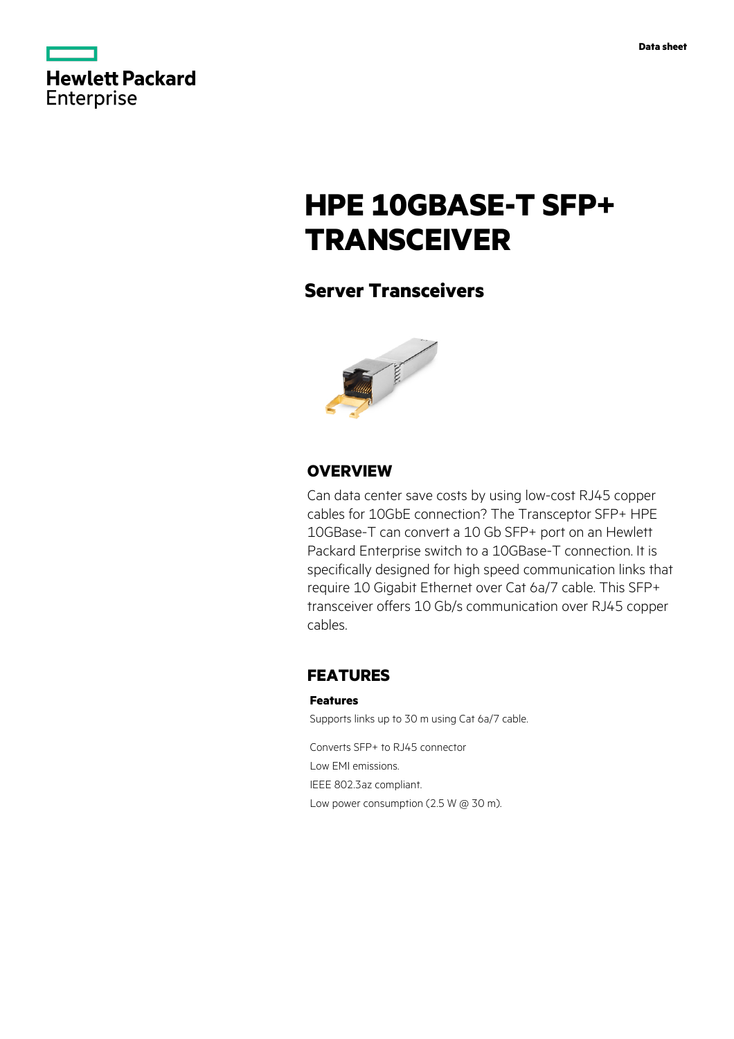Hewlett Packard Enterprise

Data sheet

# HPE 10GBASE-T SFP+ TRANSCEIVER

## Server Transceivers

### OVERVIEW

Can data center save costs by using low-cost RJ45 copper cables for 10GbE connection? The Transceptor SFP+ HPE 10GBase-T can convert a 10 Gb SFP+ port on an Hewlett Packard Enterprise switch to a 10GBase-T connection. It is specifically designed for high speed communication links that require 10 Gigabit Ethernet over Cat 6a/7 cable. This SFP+ transceiver offers 10 Gb/s communication over RJ45 copper cables.

### FEATURES

**Features**

Supports links up to 30 m using Cat 6a/7 cable.

Converts SFP+ to RJ45 connector

Low EMI emissions.

IEEE 802.3az compliant.

Low power consumption (2.5 W @ 30 m).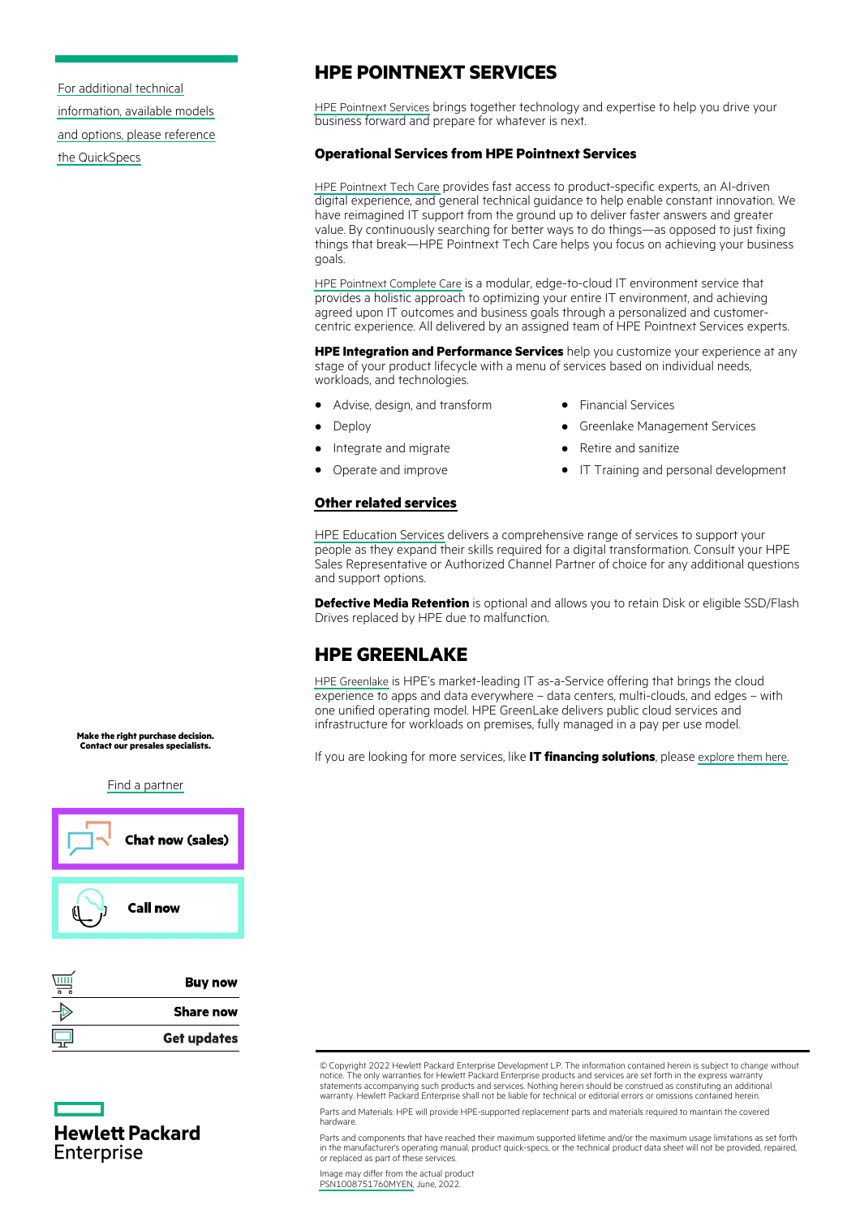For additional technical information, available models and options, please reference the QuickSpecs

# HPE POINTNEXT SERVICES

HPE Pointnext Services brings together technology and expertise to help you drive your business forward and prepare for whatever is next.

### Operational Services from HPE Pointnext Services

HPE Pointnext Tech Care provides fast access to product-specific experts, an AI-driven digital experience, and general technical guidance to help enable constant innovation. We have reimagined IT support from the ground up to deliver faster answers and greater value. By continuously searching for better ways to do things—as opposed to just fixing things that break—HPE Pointnext Tech Care helps you focus on achieving your business goals.

HPE Pointnext Complete Care is a modular, edge-to-cloud IT environment service that provides a holistic approach to optimizing your entire IT environment, and achieving agreed upon IT outcomes and business goals through a personalized and customer-centric experience. All delivered by an assigned team of HPE Pointnext Services experts.

**HPE Integration and Performance Services** help you customize your experience at any stage of your product lifecycle with a menu of services based on individual needs, workloads, and technologies.

- Advise, design, and transform
- Deploy
- Integrate and migrate
- Operate and improve
- Financial Services
- Greenlake Management Services
- Retire and sanitize
- IT Training and personal development

### Other related services

HPE Education Services delivers a comprehensive range of services to support your people as they expand their skills required for a digital transformation. Consult your HPE Sales Representative or Authorized Channel Partner of choice for any additional questions and support options.

**Defective Media Retention** is optional and allows you to retain Disk or eligible SSD/Flash Drives replaced by HPE due to malfunction.

# HPE GREENLAKE

HPE Greenlake is HPE's market-leading IT as-a-Service offering that brings the cloud experience to apps and data everywhere – data centers, multi-clouds, and edges – with one unified operating model. HPE GreenLake delivers public cloud services and infrastructure for workloads on premises, fully managed in a pay per use model.

If you are looking for more services, like **IT financing solutions**, please explore them here.

**Make the right purchase decision. Contact our presales specialists.**

Find a partner

Chat now (sales)

Call now

Buy now

Share now

Get updates

Hewlett Packard Enterprise

© Copyright 2022 Hewlett Packard Enterprise Development LP. The information contained herein is subject to change without notice. The only warranties for Hewlett Packard Enterprise products and services are set forth in the express warranty statements accompanying such products and services. Nothing herein should be construed as constituting an additional warranty. Hewlett Packard Enterprise shall not be liable for technical or editorial errors or omissions contained herein.

Parts and Materials: HPE will provide HPE-supported replacement parts and materials required to maintain the covered hardware.

Parts and components that have reached their maximum supported lifetime and/or the maximum usage limitations as set forth in the manufacturer's operating manual, product quick-specs, or the technical product data sheet will not be provided, repaired, or replaced as part of these services.

Image may differ from the actual product
PSN1008751760MYEN, June, 2022.